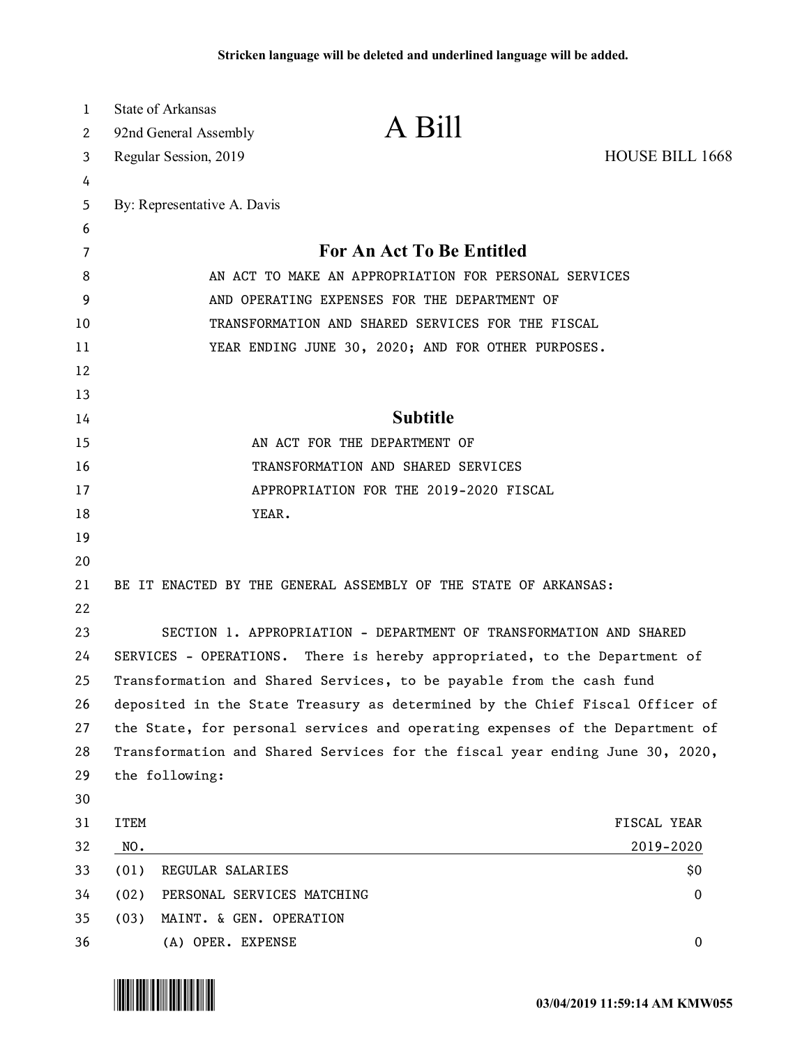Stricken language will be deleted and underlined language will be added.

State of Arkansas
92nd General Assembly
Regular Session, 2019

# A Bill

HOUSE BILL 1668

By: Representative A. Davis

## For An Act To Be Entitled

AN ACT TO MAKE AN APPROPRIATION FOR PERSONAL SERVICES AND OPERATING EXPENSES FOR THE DEPARTMENT OF TRANSFORMATION AND SHARED SERVICES FOR THE FISCAL YEAR ENDING JUNE 30, 2020; AND FOR OTHER PURPOSES.

## Subtitle

AN ACT FOR THE DEPARTMENT OF TRANSFORMATION AND SHARED SERVICES APPROPRIATION FOR THE 2019-2020 FISCAL YEAR.

BE IT ENACTED BY THE GENERAL ASSEMBLY OF THE STATE OF ARKANSAS:

SECTION 1. APPROPRIATION - DEPARTMENT OF TRANSFORMATION AND SHARED SERVICES - OPERATIONS. There is hereby appropriated, to the Department of Transformation and Shared Services, to be payable from the cash fund deposited in the State Treasury as determined by the Chief Fiscal Officer of the State, for personal services and operating expenses of the Department of Transformation and Shared Services for the fiscal year ending June 30, 2020, the following:

| ITEM NO. | | FISCAL YEAR 2019-2020 |
|---|---|---|
| (01) | REGULAR SALARIES | $0 |
| (02) | PERSONAL SERVICES MATCHING | 0 |
| (03) | MAINT. & GEN. OPERATION | |
| | (A) OPER. EXPENSE | 0 |

03/04/2019 11:59:14 AM KMW055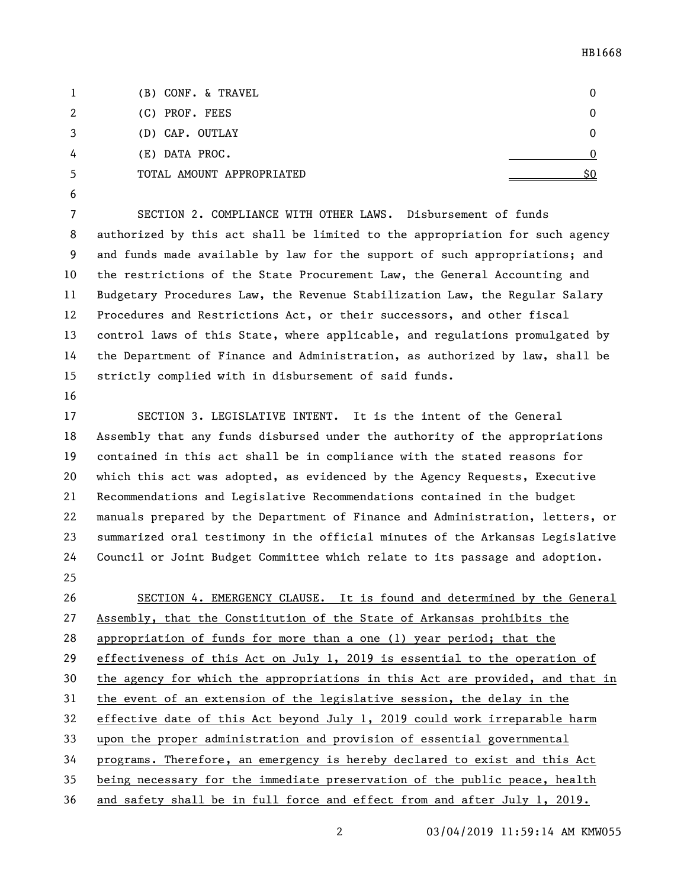| | |
|---|---|
| (B) CONF. & TRAVEL | 0 |
| (C) PROF. FEES | 0 |
| (D) CAP. OUTLAY | 0 |
| (E) DATA PROC. | 0 |
| TOTAL AMOUNT APPROPRIATED | $0 |

SECTION 2. COMPLIANCE WITH OTHER LAWS. Disbursement of funds authorized by this act shall be limited to the appropriation for such agency and funds made available by law for the support of such appropriations; and the restrictions of the State Procurement Law, the General Accounting and Budgetary Procedures Law, the Revenue Stabilization Law, the Regular Salary Procedures and Restrictions Act, or their successors, and other fiscal control laws of this State, where applicable, and regulations promulgated by the Department of Finance and Administration, as authorized by law, shall be strictly complied with in disbursement of said funds.

SECTION 3. LEGISLATIVE INTENT. It is the intent of the General Assembly that any funds disbursed under the authority of the appropriations contained in this act shall be in compliance with the stated reasons for which this act was adopted, as evidenced by the Agency Requests, Executive Recommendations and Legislative Recommendations contained in the budget manuals prepared by the Department of Finance and Administration, letters, or summarized oral testimony in the official minutes of the Arkansas Legislative Council or Joint Budget Committee which relate to its passage and adoption.

SECTION 4. EMERGENCY CLAUSE. It is found and determined by the General Assembly, that the Constitution of the State of Arkansas prohibits the appropriation of funds for more than a one (1) year period; that the effectiveness of this Act on July 1, 2019 is essential to the operation of the agency for which the appropriations in this Act are provided, and that in the event of an extension of the legislative session, the delay in the effective date of this Act beyond July 1, 2019 could work irreparable harm upon the proper administration and provision of essential governmental programs. Therefore, an emergency is hereby declared to exist and this Act being necessary for the immediate preservation of the public peace, health and safety shall be in full force and effect from and after July 1, 2019.